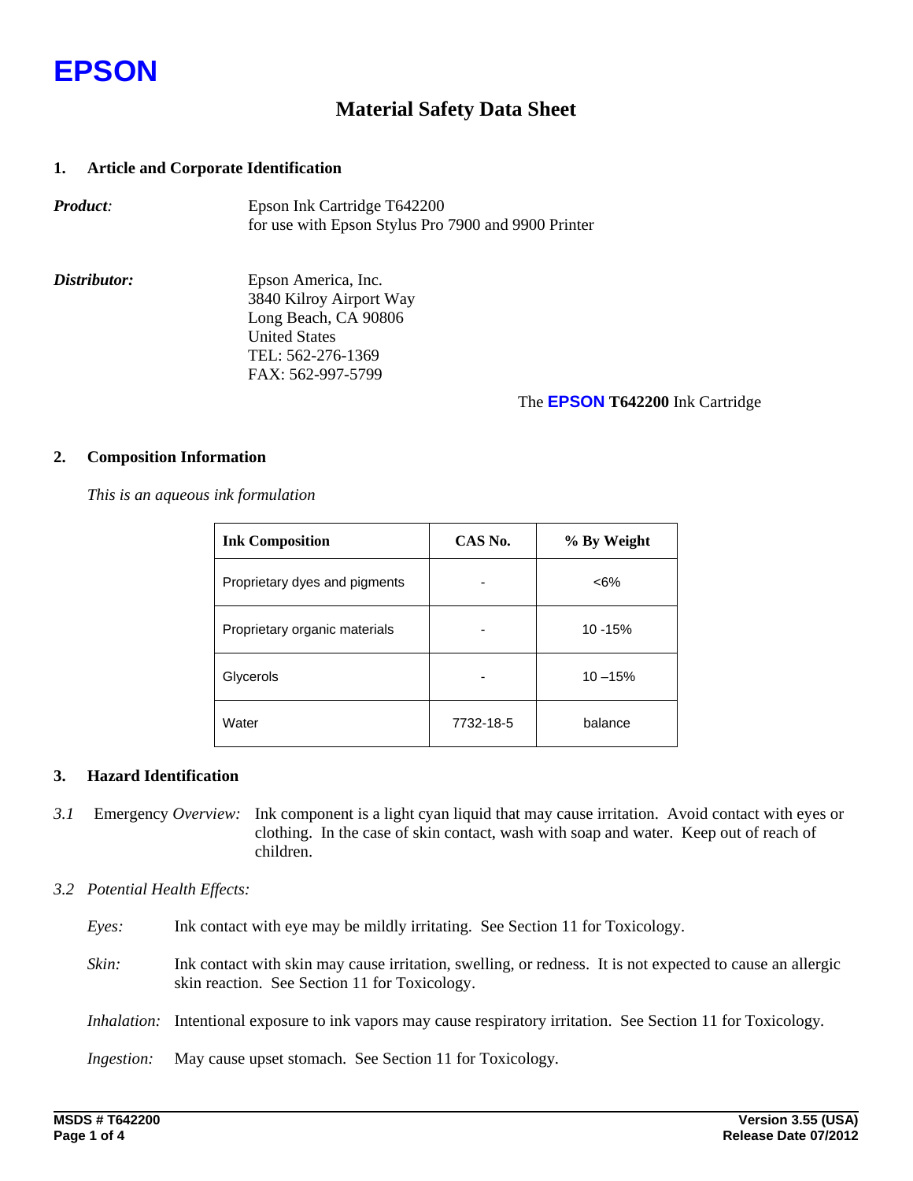# EPSON

## Material Safety Data Sheet

### 1. Article and Corporate Identification

***Product:*** Epson Ink Cartridge T642200
for use with Epson Stylus Pro 7900 and 9900 Printer

***Distributor:*** Epson America, Inc.
3840 Kilroy Airport Way
Long Beach, CA 90806
United States
TEL: 562-276-1369
FAX: 562-997-5799

The **EPSON T642200** Ink Cartridge

### 2. Composition Information

*This is an aqueous ink formulation*

| Ink Composition | CAS No. | % By Weight |
|---|---|---|
| Proprietary dyes and pigments | - | <6% |
| Proprietary organic materials | - | 10 -15% |
| Glycerols | - | 10 –15% |
| Water | 7732-18-5 | balance |

### 3. Hazard Identification

*3.1* Emergency *Overview:* Ink component is a light cyan liquid that may cause irritation. Avoid contact with eyes or clothing. In the case of skin contact, wash with soap and water. Keep out of reach of children.

*3.2 Potential Health Effects:*

*Eyes:* Ink contact with eye may be mildly irritating. See Section 11 for Toxicology.

*Skin:* Ink contact with skin may cause irritation, swelling, or redness. It is not expected to cause an allergic skin reaction. See Section 11 for Toxicology.

*Inhalation:* Intentional exposure to ink vapors may cause respiratory irritation. See Section 11 for Toxicology.

*Ingestion:* May cause upset stomach. See Section 11 for Toxicology.

**MSDS # T642200** **Version 3.55 (USA)**
**Release Date 07/2012**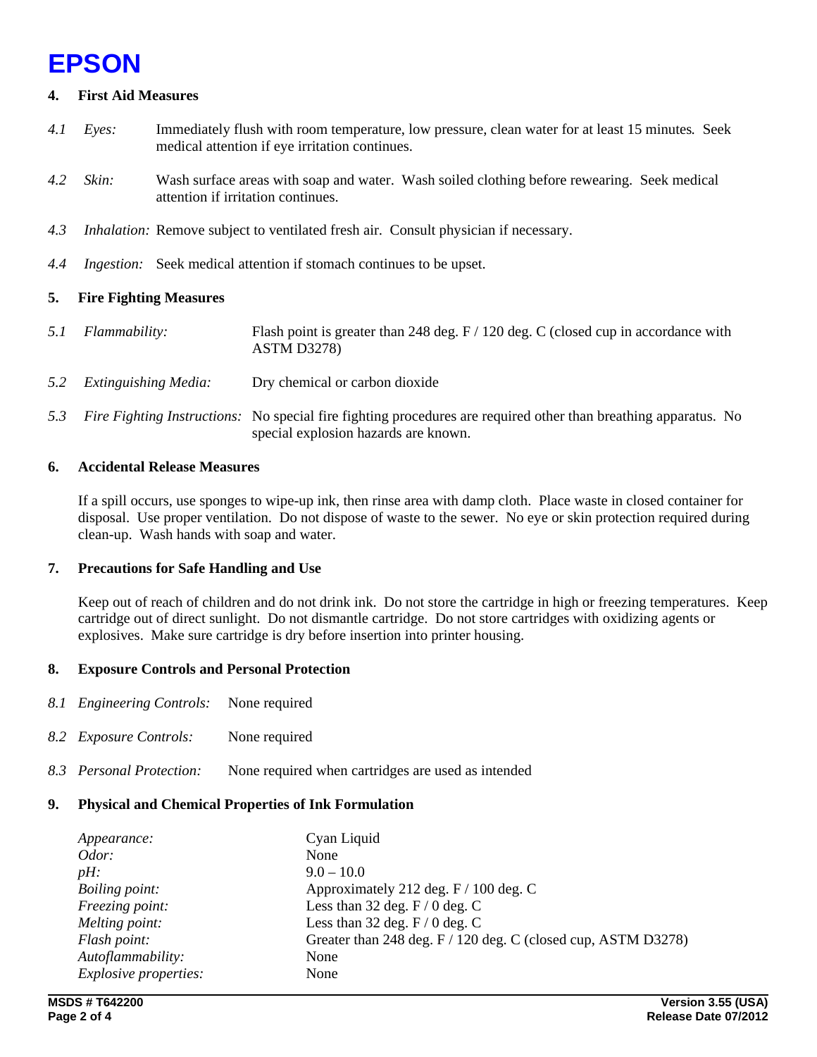## 4. First Aid Measures

*4.1 Eyes:* Immediately flush with room temperature, low pressure, clean water for at least 15 minutes. Seek medical attention if eye irritation continues.

*4.2 Skin:* Wash surface areas with soap and water. Wash soiled clothing before rewearing. Seek medical attention if irritation continues.

*4.3 Inhalation:* Remove subject to ventilated fresh air. Consult physician if necessary.

*4.4 Ingestion:* Seek medical attention if stomach continues to be upset.

## 5. Fire Fighting Measures

*5.1 Flammability:* Flash point is greater than 248 deg. F / 120 deg. C (closed cup in accordance with ASTM D3278)

*5.2 Extinguishing Media:* Dry chemical or carbon dioxide

*5.3 Fire Fighting Instructions:* No special fire fighting procedures are required other than breathing apparatus. No special explosion hazards are known.

## 6. Accidental Release Measures

If a spill occurs, use sponges to wipe-up ink, then rinse area with damp cloth. Place waste in closed container for disposal. Use proper ventilation. Do not dispose of waste to the sewer. No eye or skin protection required during clean-up. Wash hands with soap and water.

## 7. Precautions for Safe Handling and Use

Keep out of reach of children and do not drink ink. Do not store the cartridge in high or freezing temperatures. Keep cartridge out of direct sunlight. Do not dismantle cartridge. Do not store cartridges with oxidizing agents or explosives. Make sure cartridge is dry before insertion into printer housing.

## 8. Exposure Controls and Personal Protection

*8.1 Engineering Controls:* None required

*8.2 Exposure Controls:* None required

*8.3 Personal Protection:* None required when cartridges are used as intended

## 9. Physical and Chemical Properties of Ink Formulation

| | |
|---|---|
| *Appearance:* | Cyan Liquid |
| *Odor:* | None |
| *pH:* | 9.0 – 10.0 |
| *Boiling point:* | Approximately 212 deg. F / 100 deg. C |
| *Freezing point:* | Less than 32 deg. F / 0 deg. C |
| *Melting point:* | Less than 32 deg. F / 0 deg. C |
| *Flash point:* | Greater than 248 deg. F / 120 deg. C (closed cup, ASTM D3278) |
| *Autoflammability:* | None |
| *Explosive properties:* | None |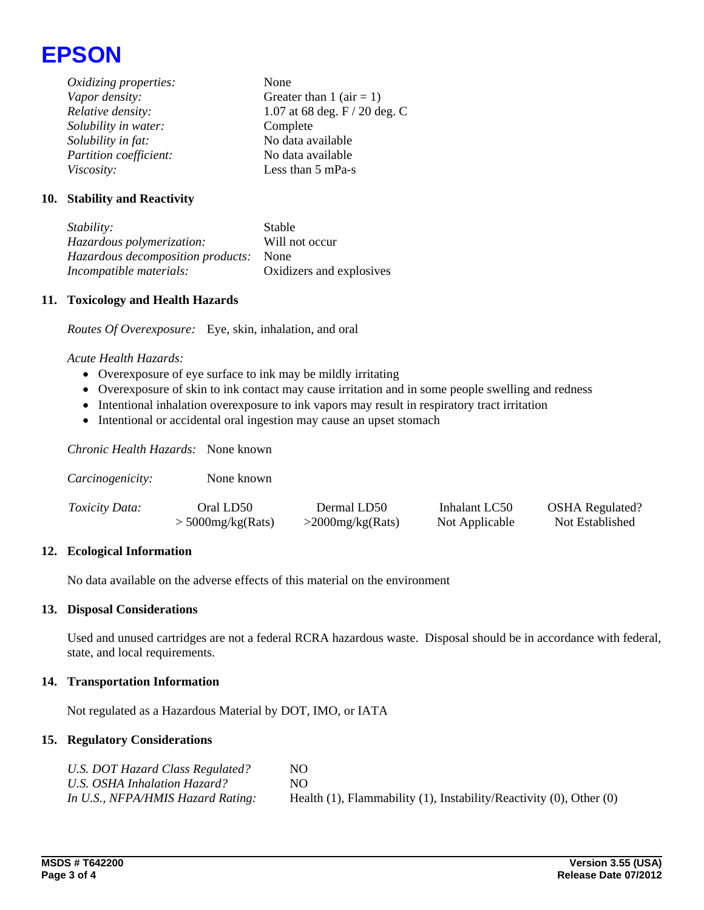| | |
|---|---|
| *Oxidizing properties:* | None |
| *Vapor density:* | Greater than 1 (air = 1) |
| *Relative density:* | 1.07 at 68 deg. F / 20 deg. C |
| *Solubility in water:* | Complete |
| *Solubility in fat:* | No data available |
| *Partition coefficient:* | No data available |
| *Viscosity:* | Less than 5 mPa-s |

## 10. Stability and Reactivity

| | |
|---|---|
| *Stability:* | Stable |
| *Hazardous polymerization:* | Will not occur |
| *Hazardous decomposition products:* | None |
| *Incompatible materials:* | Oxidizers and explosives |

## 11. Toxicology and Health Hazards

*Routes Of Overexposure:* Eye, skin, inhalation, and oral

*Acute Health Hazards:*

- Overexposure of eye surface to ink may be mildly irritating
- Overexposure of skin to ink contact may cause irritation and in some people swelling and redness
- Intentional inhalation overexposure to ink vapors may result in respiratory tract irritation
- Intentional or accidental oral ingestion may cause an upset stomach

*Chronic Health Hazards:* None known

*Carcinogenicity:* None known

| *Toxicity Data:* | Oral LD50 | Dermal LD50 | Inhalant LC50 | OSHA Regulated? |
|---|---|---|---|---|
| | > 5000mg/kg(Rats) | >2000mg/kg(Rats) | Not Applicable | Not Established |

## 12. Ecological Information

No data available on the adverse effects of this material on the environment

## 13. Disposal Considerations

Used and unused cartridges are not a federal RCRA hazardous waste. Disposal should be in accordance with federal, state, and local requirements.

## 14. Transportation Information

Not regulated as a Hazardous Material by DOT, IMO, or IATA

## 15. Regulatory Considerations

| | |
|---|---|
| *U.S. DOT Hazard Class Regulated?* | NO |
| *U.S. OSHA Inhalation Hazard?* | NO |
| *In U.S., NFPA/HMIS Hazard Rating:* | Health (1), Flammability (1), Instability/Reactivity (0), Other (0) |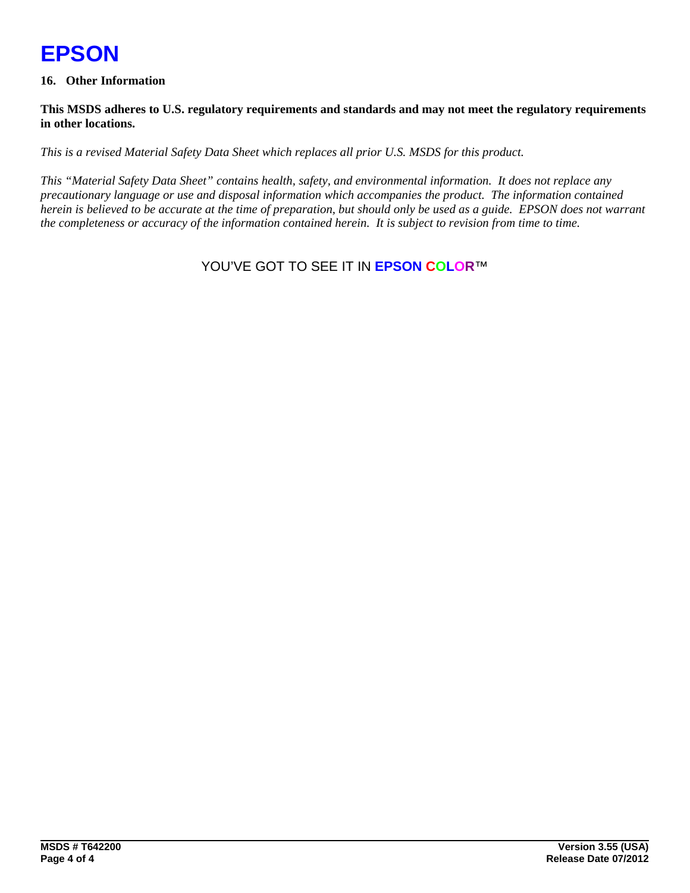**EPSON**

## 16. Other Information

**This MSDS adheres to U.S. regulatory requirements and standards and may not meet the regulatory requirements in other locations.**

*This is a revised Material Safety Data Sheet which replaces all prior U.S. MSDS for this product.*

*This "Material Safety Data Sheet" contains health, safety, and environmental information. It does not replace any precautionary language or use and disposal information which accompanies the product. The information contained herein is believed to be accurate at the time of preparation, but should only be used as a guide. EPSON does not warrant the completeness or accuracy of the information contained herein. It is subject to revision from time to time.*

YOU'VE GOT TO SEE IT IN **EPSON COLOR**™